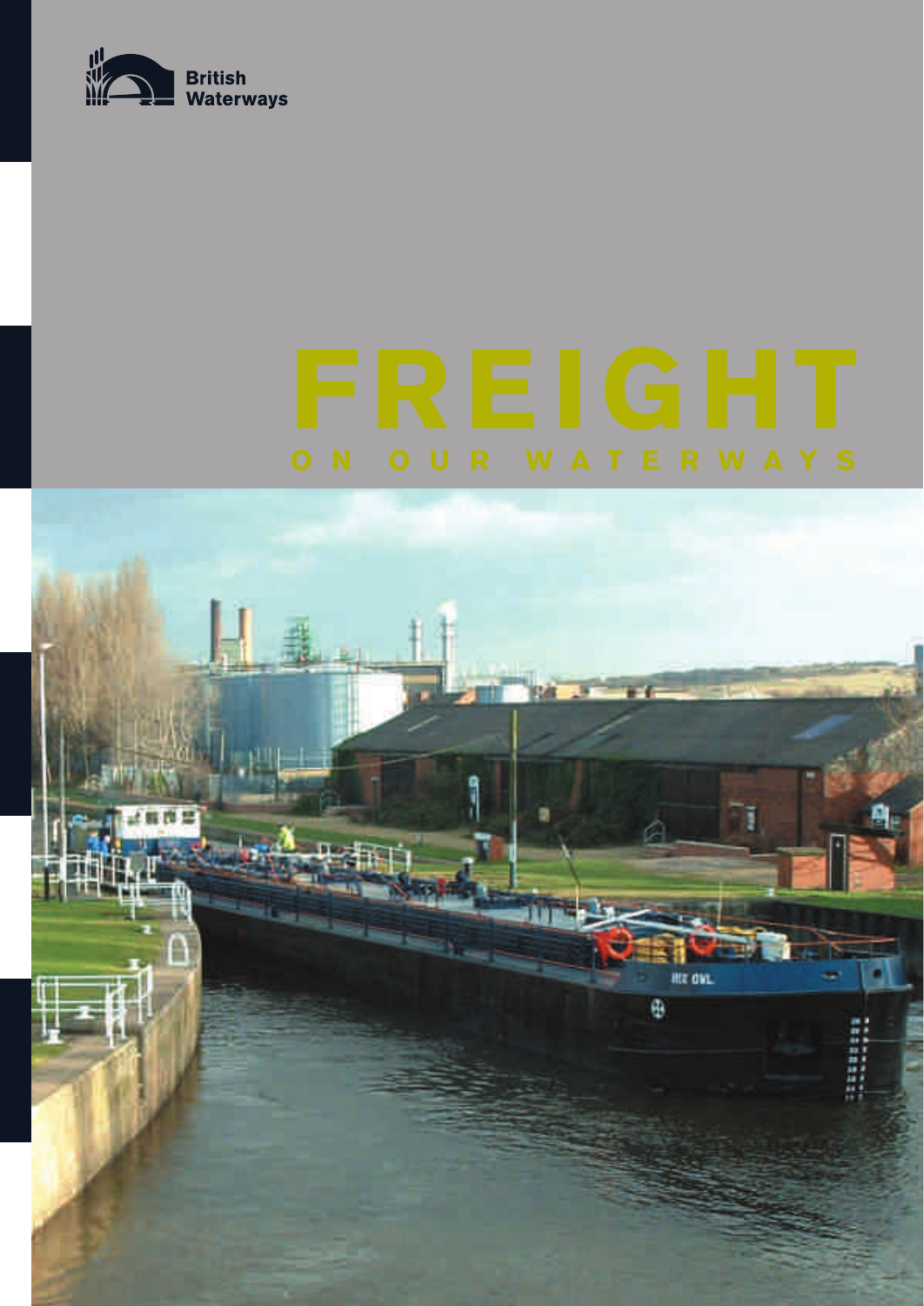British Waterways

# FREIGHT

## ON OUR WATERWAYS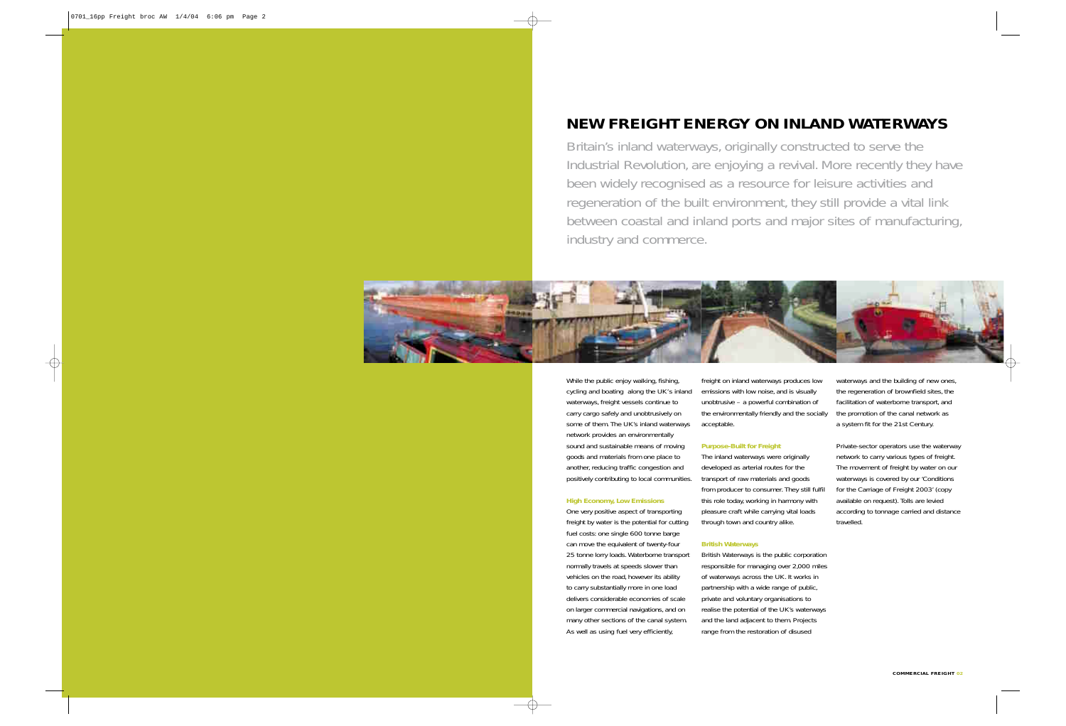# NEW FREIGHT ENERGY ON INLAND WATERWAYS

Britain's inland waterways, originally constructed to serve the Industrial Revolution, are enjoying a revival. More recently they have been widely recognised as a resource for leisure activities and regeneration of the built environment, they still provide a vital link between coastal and inland ports and major sites of manufacturing, industry and commerce.

While the public enjoy walking, fishing, cycling and boating along the UK's inland waterways, freight vessels continue to carry cargo safely and unobtrusively on some of them. The UK's inland waterways network provides an environmentally sound and sustainable means of moving goods and materials from one place to another, reducing traffic congestion and positively contributing to local communities.

### High Economy, Low Emissions

One very positive aspect of transporting freight by water is the potential for cutting fuel costs: one single 600 tonne barge can move the equivalent of twenty-four 25 tonne lorry loads. Waterborne transport normally travels at speeds slower than vehicles on the road, however its ability to carry substantially more in one load delivers considerable economies of scale on larger commercial navigations, and on many other sections of the canal system. As well as using fuel very efficiently, freight on inland waterways produces low emissions with low noise, and is visually unobtrusive – a powerful combination of the environmentally friendly and the socially acceptable.

### Purpose-Built for Freight

The inland waterways were originally developed as arterial routes for the transport of raw materials and goods from producer to consumer. They still fulfil this role today, working in harmony with pleasure craft while carrying vital loads through town and country alike.

### British Waterways

British Waterways is the public corporation responsible for managing over 2,000 miles of waterways across the UK. It works in partnership with a wide range of public, private and voluntary organisations to realise the potential of the UK's waterways and the land adjacent to them. Projects range from the restoration of disused waterways and the building of new ones, the regeneration of brownfield sites, the facilitation of waterborne transport, and the promotion of the canal network as a system fit for the 21st Century.

Private-sector operators use the waterway network to carry various types of freight. The movement of freight by water on our waterways is covered by our 'Conditions for the Carriage of Freight 2003' (copy available on request). Tolls are levied according to tonnage carried and distance travelled.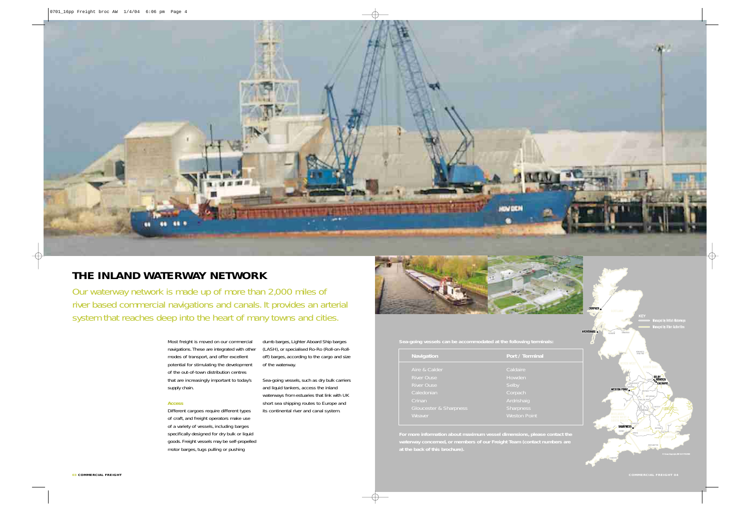# THE INLAND WATERWAY NETWORK

Our waterway network is made up of more than 2,000 miles of river based commercial navigations and canals. It provides an arterial system that reaches deep into the heart of many towns and cities.

Most freight is moved on our commercial navigations. These are integrated with other modes of transport, and offer excellent potential for stimulating the development of the out-of-town distribution centres that are increasingly important to today's supply chain.

### Access

Different cargoes require different types of craft, and freight operators make use of a variety of vessels, including barges specifically designed for dry bulk or liquid goods. Freight vessels may be self-propelled motor barges, tugs pulling or pushing dumb barges, Lighter Aboard Ship barges (LASH), or specialised Ro-Ro (Roll-on-Roll-off) barges, according to the cargo and size of the waterway.

Sea-going vessels, such as dry bulk carriers and liquid tankers, access the inland waterways from estuaries that link with UK short sea shipping routes to Europe and its continental river and canal system.

**Sea-going vessels can be accommodated at the following terminals:**

| Navigation | Port / Terminal |
|---|---|
| Aire & Calder | Caldaire |
| River Ouse | Howden |
| River Ouse | Selby |
| Caledonian | Corpach |
| Crinan | Ardrishaig |
| Gloucester & Sharpness | Sharpness |
| Weaver | Weston Point |

**For more information about maximum vessel dimensions, please contact the waterway concerned, or members of our Freight Team (contact numbers are at the back of this brochure).**

KEY
Managed by British Waterways
Managed by Other Authorities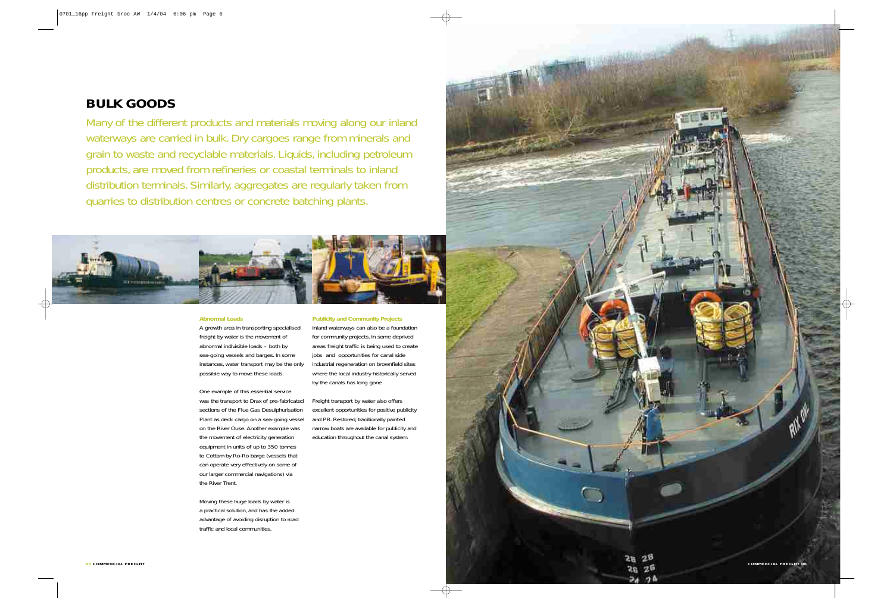# BULK GOODS

Many of the different products and materials moving along our inland waterways are carried in bulk. Dry cargoes range from minerals and grain to waste and recyclable materials. Liquids, including petroleum products, are moved from refineries or coastal terminals to inland distribution terminals. Similarly, aggregates are regularly taken from quarries to distribution centres or concrete batching plants.

### Abnormal Loads

A growth area in transporting specialised freight by water is the movement of abnormal indivisible loads – both by sea-going vessels and barges. In some instances, water transport may be the only possible way to move these loads.

One example of this essential service was the transport to Drax of pre-fabricated sections of the Flue Gas Desulphurisation Plant as deck cargo on a sea-going vessel on the River Ouse. Another example was the movement of electricity generation equipment in units of up to 350 tonnes to Cottam by Ro-Ro barge (vessels that can operate very effectively on some of our larger commercial navigations) via the River Trent.

Moving these huge loads by water is a practical solution, and has the added advantage of avoiding disruption to road traffic and local communities.

### Publicity and Community Projects

Inland waterways can also be a foundation for community projects. In some deprived areas freight traffic is being used to create jobs and opportunities for canal side industrial regeneration on brownfield sites where the local industry historically served by the canals has long gone

Freight transport by water also offers excellent opportunities for positive publicity and PR. Restored, traditionally painted narrow boats are available for publicity and education throughout the canal system.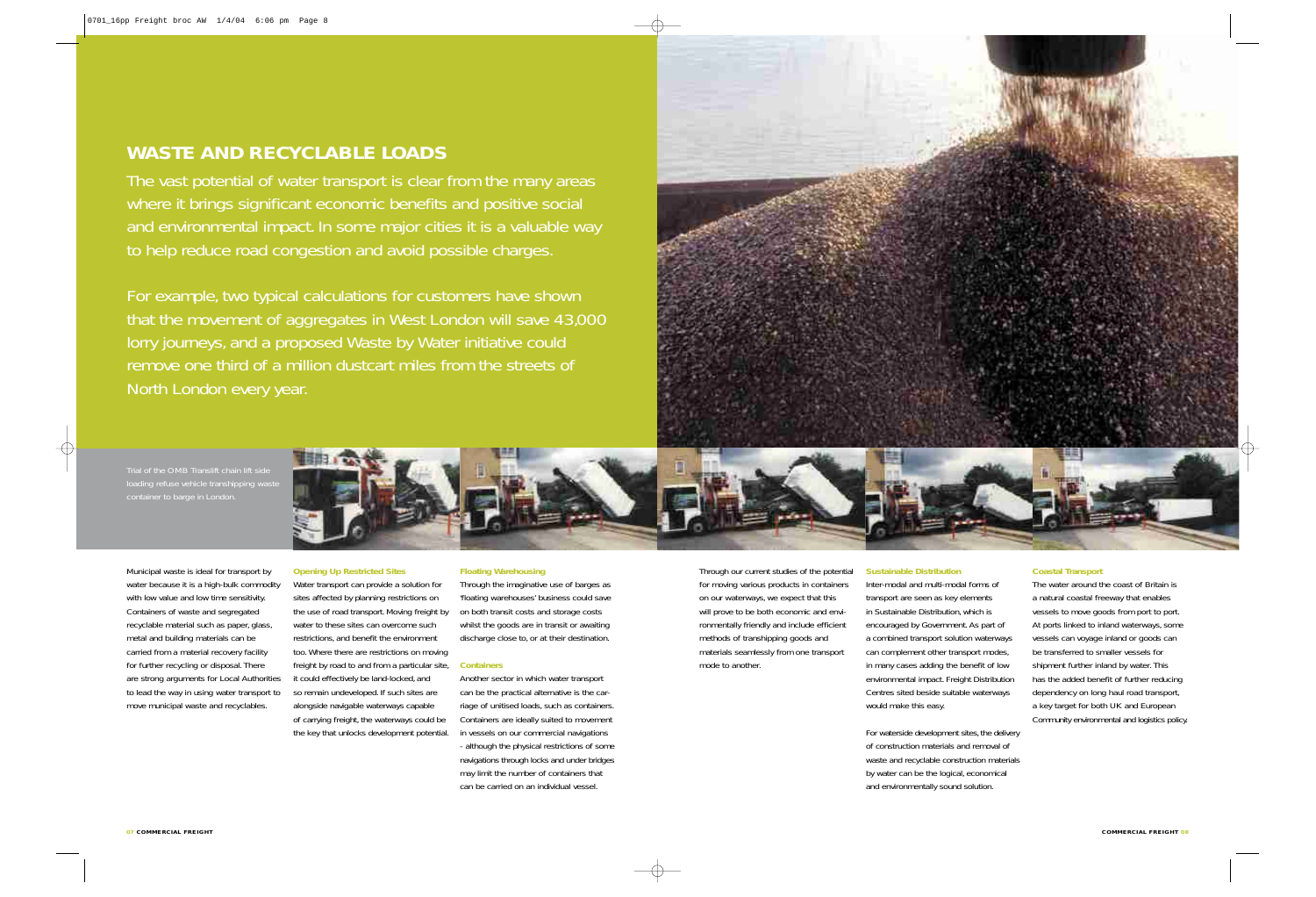## WASTE AND RECYCLABLE LOADS

The vast potential of water transport is clear from the many areas where it brings significant economic benefits and positive social and environmental impact. In some major cities it is a valuable way to help reduce road congestion and avoid possible charges.

For example, two typical calculations for customers have shown that the movement of aggregates in West London will save 43,000 lorry journeys, and a proposed Waste by Water initiative could remove one third of a million dustcart miles from the streets of North London every year.

Trial of the OMB Translift chain lift side loading refuse vehicle transhipping waste container to barge in London.

Municipal waste is ideal for transport by water because it is a high-bulk commodity with low value and low time sensitivity. Containers of waste and segregated recyclable material such as paper, glass, metal and building materials can be carried from a material recovery facility for further recycling or disposal. There are strong arguments for Local Authorities to lead the way in using water transport to move municipal waste and recyclables.

### Opening Up Restricted Sites

Water transport can provide a solution for sites affected by planning restrictions on the use of road transport. Moving freight by water to these sites can overcome such restrictions, and benefit the environment too. Where there are restrictions on moving freight by road to and from a particular site, it could effectively be land-locked, and so remain undeveloped. If such sites are alongside navigable waterways capable of carrying freight, the waterways could be the key that unlocks development potential.

### Floating Warehousing

Through the imaginative use of barges as 'floating warehouses' business could save on both transit costs and storage costs whilst the goods are in transit or awaiting discharge close to, or at their destination.

### Containers

Another sector in which water transport can be the practical alternative is the carriage of unitised loads, such as containers. Containers are ideally suited to movement in vessels on our commercial navigations - although the physical restrictions of some navigations through locks and under bridges may limit the number of containers that can be carried on an individual vessel.

Through our current studies of the potential for moving various products in containers on our waterways, we expect that this will prove to be both economic and environmentally friendly and include efficient methods of transhipping goods and materials seamlessly from one transport mode to another.

### Sustainable Distribution

Inter-modal and multi-modal forms of transport are seen as key elements in Sustainable Distribution, which is encouraged by Government. As part of a combined transport solution waterways can complement other transport modes, in many cases adding the benefit of low environmental impact. Freight Distribution Centres sited beside suitable waterways would make this easy.

For waterside development sites, the delivery of construction materials and removal of waste and recyclable construction materials by water can be the logical, economical and environmentally sound solution.

### Coastal Transport

The water around the coast of Britain is a natural coastal freeway that enables vessels to move goods from port to port. At ports linked to inland waterways, some vessels can voyage inland or goods can be transferred to smaller vessels for shipment further inland by water. This has the added benefit of further reducing dependency on long haul road transport, a key target for both UK and European Community environmental and logistics policy.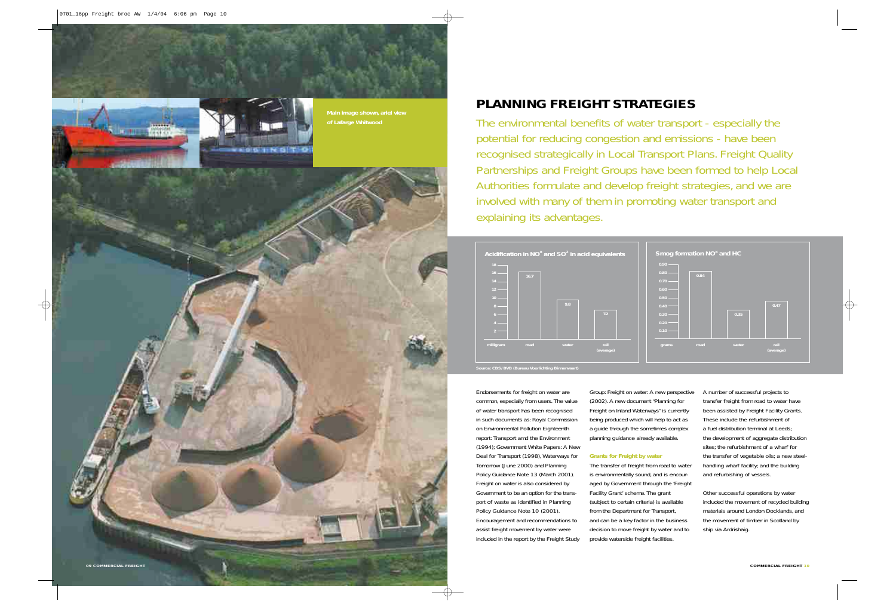Main image shown, ariel view of Lafarge Whitwood

## PLANNING FREIGHT STRATEGIES

The environmental benefits of water transport - especially the potential for reducing congestion and emissions - have been recognised strategically in Local Transport Plans. Freight Quality Partnerships and Freight Groups have been formed to help Local Authorities formulate and develop freight strategies, and we are involved with many of them in promoting water transport and explaining its advantages.

**Acidification in $NO^x$ and $SO^2$ in acid equivalents**

| milligram | road | water | rail (average) |
|---|---|---|---|
| | 16.7 | 9.8 | 7.2 |

**Smog formation $NO^x$ and HC**

| grams | road | water | rail (average) |
|---|---|---|---|
| | 0.84 | 0.35 | 0.47 |

Source: CBS/BVB (Bureau Voorlichting Binnenvaart)

Endorsements for freight on water are common, especially from users. The value of water transport has been recognised in such documents as: Royal Commission on Environmental Pollution Eighteenth report: Transport amd the Environment (1994); Government White Papers: A New Deal for Transport (1998), Waterways for Tomorrow (June 2000) and Planning Policy Guidance Note 13 (March 2001). Freight on water is also considered by Government to be an option for the transport of waste as identified in Planning Policy Guidance Note 10 (2001). Encouragement and recommendations to assist freight movement by water were included in the report by the Freight Study Group: Freight on water: A new perspective (2002). A new document "Planning for Freight on Inland Waterways" is currently being produced which will help to act as a guide through the sometimes complex planning guidance already available.

### Grants for Freight by water

The transfer of freight from road to water is environmentally sound, and is encouraged by Government through the 'Freight Facility Grant' scheme. The grant (subject to certain criteria) is available from the Department for Transport, and can be a key factor in the business decision to move freight by water and to provide waterside freight facilities.

A number of successful projects to transfer freight from road to water have been assisted by Freight Facility Grants. These include the refurbishment of a fuel distribution terminal at Leeds; the development of aggregate distribution sites; the refurbishment of a wharf for the transfer of vegetable oils; a new steel-handling wharf facility; and the building and refurbishing of vessels.

Other successful operations by water included the movement of recycled building materials around London Docklands, and the movement of timber in Scotland by ship via Ardrishaig.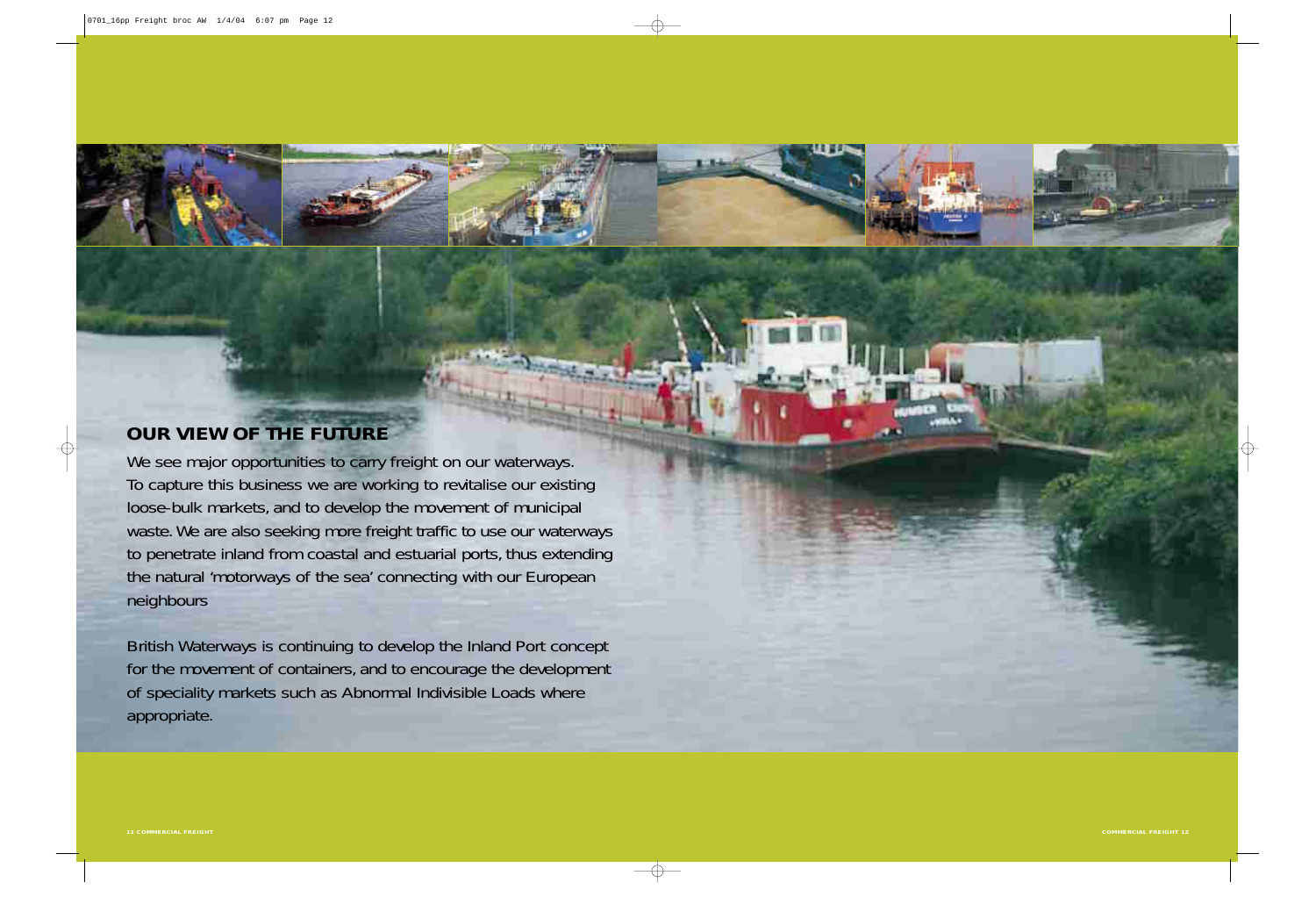## OUR VIEW OF THE FUTURE

We see major opportunities to carry freight on our waterways. To capture this business we are working to revitalise our existing loose-bulk markets, and to develop the movement of municipal waste. We are also seeking more freight traffic to use our waterways to penetrate inland from coastal and estuarial ports, thus extending the natural 'motorways of the sea' connecting with our European neighbours

British Waterways is continuing to develop the Inland Port concept for the movement of containers, and to encourage the development of speciality markets such as Abnormal Indivisible Loads where appropriate.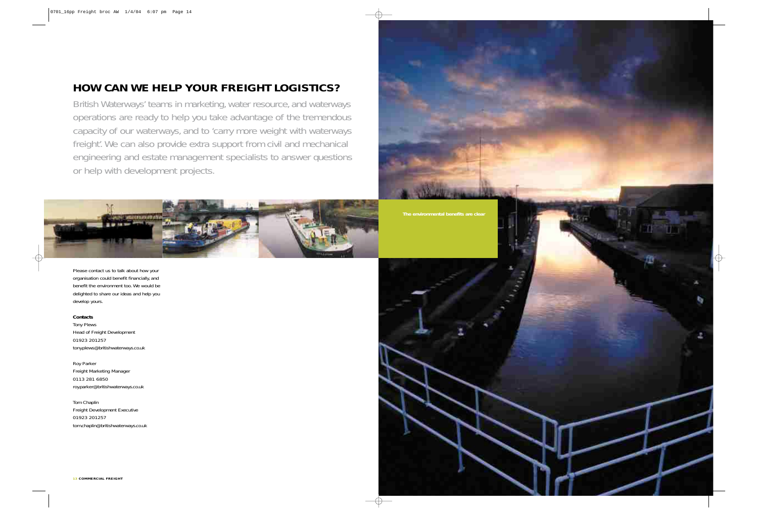# HOW CAN WE HELP YOUR FREIGHT LOGISTICS?

British Waterways' teams in marketing, water resource, and waterways operations are ready to help you take advantage of the tremendous capacity of our waterways, and to 'carry more weight with waterways freight'. We can also provide extra support from civil and mechanical engineering and estate management specialists to answer questions or help with development projects.

**The environmental benefits are clear**

Please contact us to talk about how your organisation could benefit financially, and benefit the environment too. We would be delighted to share our ideas and help you develop yours.

**Contacts**

Tony Plews
Head of Freight Development
01923 201257
tony.plews@britishwaterways.co.uk

Roy Parker
Freight Marketing Manager
0113 281 6850
roy.parker@britishwaterways.co.uk

Tom Chaplin
Freight Development Executive
01923 201257
tom.chaplin@britishwaterways.co.uk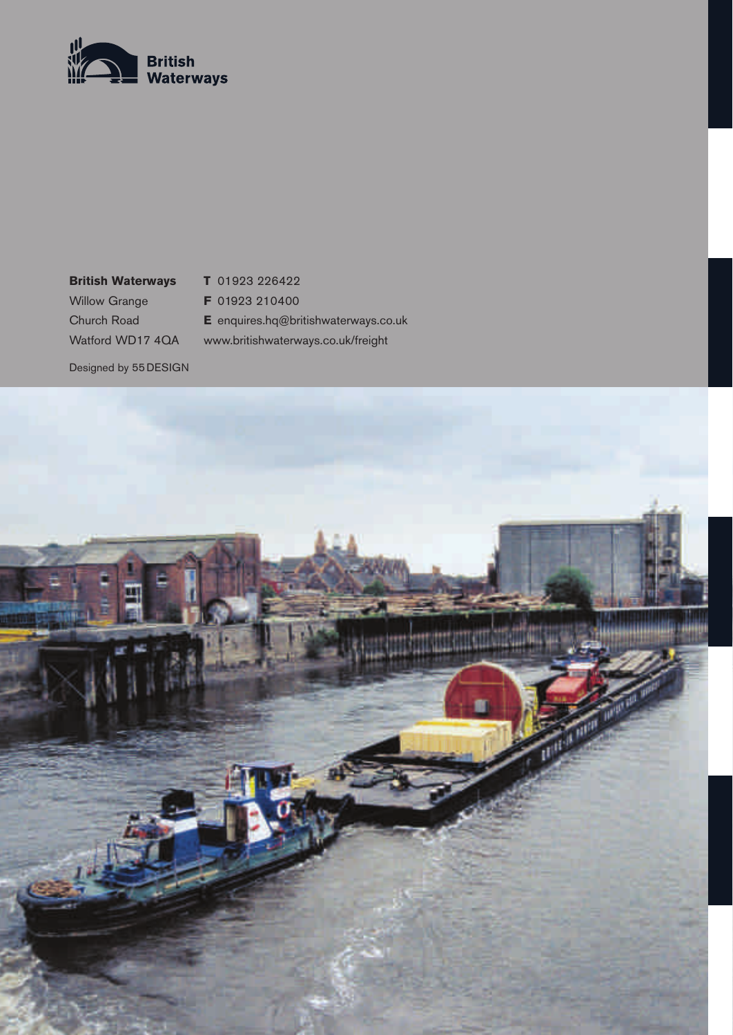British Waterways

**British Waterways**
Willow Grange
Church Road
Watford WD17 4QA

**T** 01923 226422
**F** 01923 210400
**E** enquires.hq@britishwaterways.co.uk
www.britishwaterways.co.uk/freight

Designed by 55 DESIGN